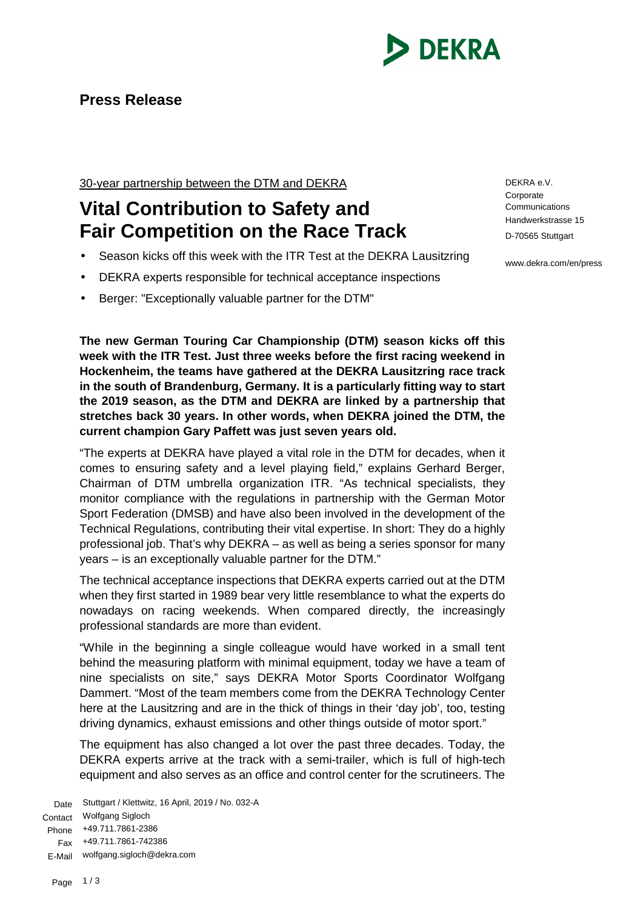**Press Release**

30-year partnership between the DTM and DEKRA

# Vital Contribution to Safety and Fair Competition on the Race Track

- Season kicks off this week with the ITR Test at the DEKRA Lausitzring
- DEKRA experts responsible for technical acceptance inspections
- Berger: "Exceptionally valuable partner for the DTM"

DEKRA e.V.
Corporate Communications
Handwerkstrasse 15
D-70565 Stuttgart

www.dekra.com/en/press

**The new German Touring Car Championship (DTM) season kicks off this week with the ITR Test. Just three weeks before the first racing weekend in Hockenheim, the teams have gathered at the DEKRA Lausitzring race track in the south of Brandenburg, Germany. It is a particularly fitting way to start the 2019 season, as the DTM and DEKRA are linked by a partnership that stretches back 30 years. In other words, when DEKRA joined the DTM, the current champion Gary Paffett was just seven years old.**

"The experts at DEKRA have played a vital role in the DTM for decades, when it comes to ensuring safety and a level playing field," explains Gerhard Berger, Chairman of DTM umbrella organization ITR. "As technical specialists, they monitor compliance with the regulations in partnership with the German Motor Sport Federation (DMSB) and have also been involved in the development of the Technical Regulations, contributing their vital expertise. In short: They do a highly professional job. That's why DEKRA – as well as being a series sponsor for many years – is an exceptionally valuable partner for the DTM."

The technical acceptance inspections that DEKRA experts carried out at the DTM when they first started in 1989 bear very little resemblance to what the experts do nowadays on racing weekends. When compared directly, the increasingly professional standards are more than evident.

"While in the beginning a single colleague would have worked in a small tent behind the measuring platform with minimal equipment, today we have a team of nine specialists on site," says DEKRA Motor Sports Coordinator Wolfgang Dammert. "Most of the team members come from the DEKRA Technology Center here at the Lausitzring and are in the thick of things in their 'day job', too, testing driving dynamics, exhaust emissions and other things outside of motor sport."

The equipment has also changed a lot over the past three decades. Today, the DEKRA experts arrive at the track with a semi-trailer, which is full of high-tech equipment and also serves as an office and control center for the scrutineers. The

Date: Stuttgart / Klettwitz, 16 April, 2019 / No. 032-A
Contact: Wolfgang Sigloch
Phone: +49.711.7861-2386
Fax: +49.711.7861-742386
E-Mail: wolfgang.sigloch@dekra.com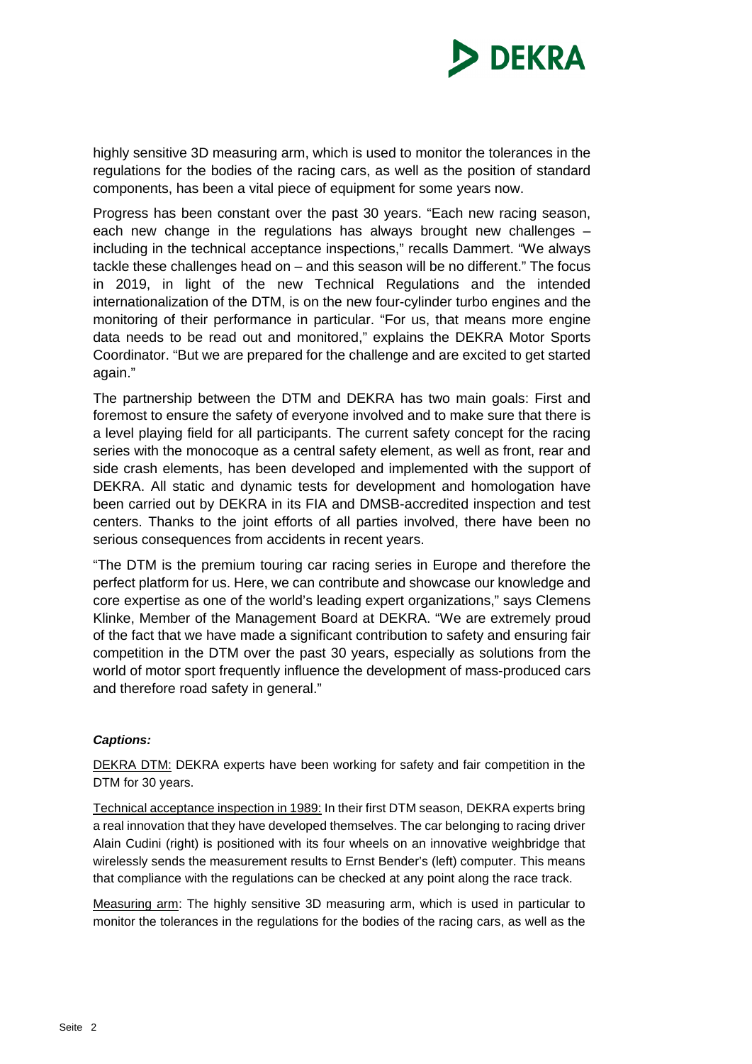highly sensitive 3D measuring arm, which is used to monitor the tolerances in the regulations for the bodies of the racing cars, as well as the position of standard components, has been a vital piece of equipment for some years now.

Progress has been constant over the past 30 years. “Each new racing season, each new change in the regulations has always brought new challenges – including in the technical acceptance inspections,” recalls Dammert. “We always tackle these challenges head on – and this season will be no different.” The focus in 2019, in light of the new Technical Regulations and the intended internationalization of the DTM, is on the new four-cylinder turbo engines and the monitoring of their performance in particular. “For us, that means more engine data needs to be read out and monitored,” explains the DEKRA Motor Sports Coordinator. “But we are prepared for the challenge and are excited to get started again.”

The partnership between the DTM and DEKRA has two main goals: First and foremost to ensure the safety of everyone involved and to make sure that there is a level playing field for all participants. The current safety concept for the racing series with the monocoque as a central safety element, as well as front, rear and side crash elements, has been developed and implemented with the support of DEKRA. All static and dynamic tests for development and homologation have been carried out by DEKRA in its FIA and DMSB-accredited inspection and test centers. Thanks to the joint efforts of all parties involved, there have been no serious consequences from accidents in recent years.

“The DTM is the premium touring car racing series in Europe and therefore the perfect platform for us. Here, we can contribute and showcase our knowledge and core expertise as one of the world’s leading expert organizations,” says Clemens Klinke, Member of the Management Board at DEKRA. “We are extremely proud of the fact that we have made a significant contribution to safety and ensuring fair competition in the DTM over the past 30 years, especially as solutions from the world of motor sport frequently influence the development of mass-produced cars and therefore road safety in general.”

***Captions:***

DEKRA DTM: DEKRA experts have been working for safety and fair competition in the DTM for 30 years.

Technical acceptance inspection in 1989: In their first DTM season, DEKRA experts bring a real innovation that they have developed themselves. The car belonging to racing driver Alain Cudini (right) is positioned with its four wheels on an innovative weighbridge that wirelessly sends the measurement results to Ernst Bender’s (left) computer. This means that compliance with the regulations can be checked at any point along the race track.

Measuring arm: The highly sensitive 3D measuring arm, which is used in particular to monitor the tolerances in the regulations for the bodies of the racing cars, as well as the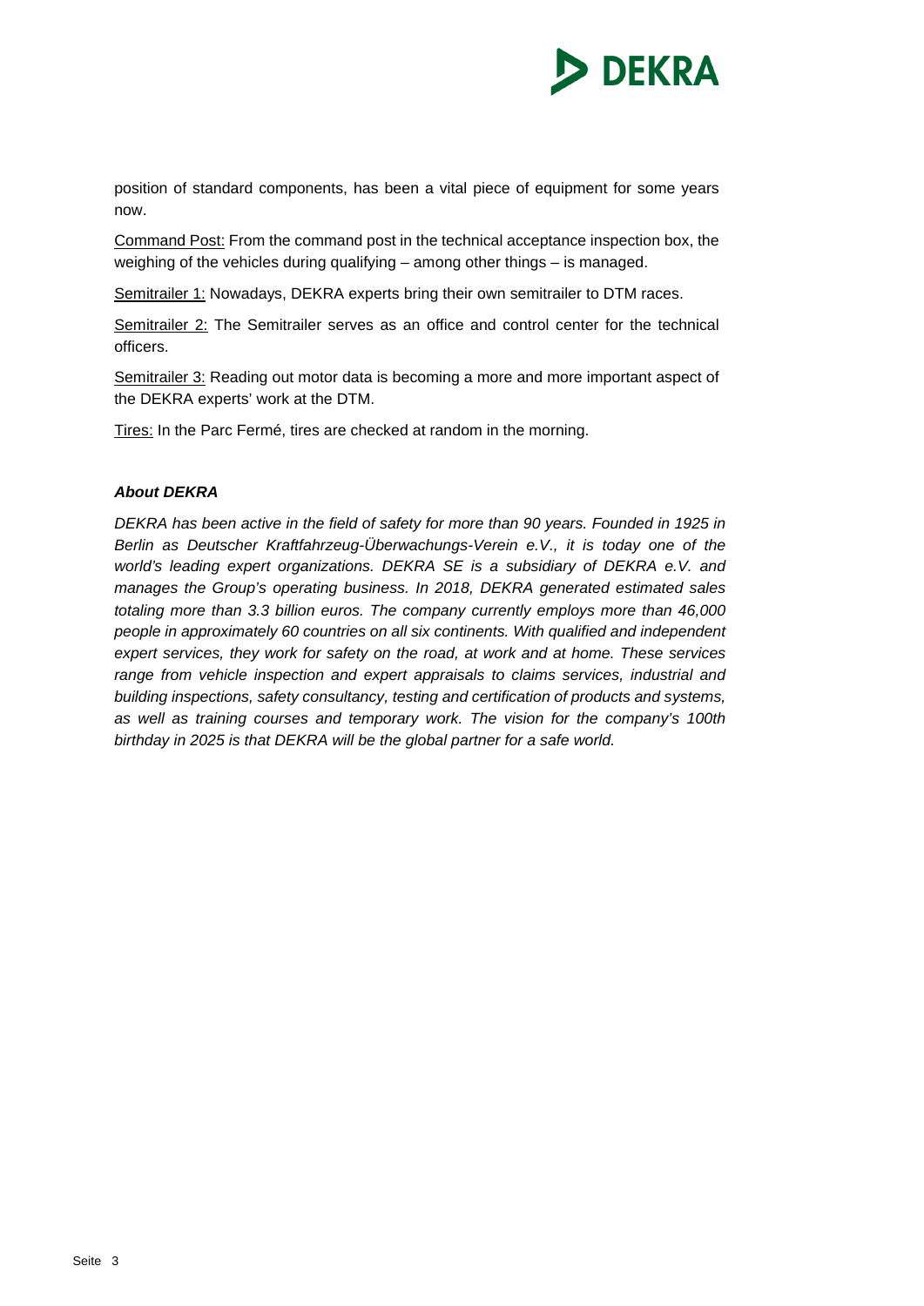position of standard components, has been a vital piece of equipment for some years now.

<u>Command Post:</u> From the command post in the technical acceptance inspection box, the weighing of the vehicles during qualifying – among other things – is managed.

<u>Semitrailer 1:</u> Nowadays, DEKRA experts bring their own semitrailer to DTM races.

<u>Semitrailer 2:</u> The Semitrailer serves as an office and control center for the technical officers.

<u>Semitrailer 3:</u> Reading out motor data is becoming a more and more important aspect of the DEKRA experts' work at the DTM.

<u>Tires:</u> In the Parc Fermé, tires are checked at random in the morning.

***About DEKRA***

*DEKRA has been active in the field of safety for more than 90 years. Founded in 1925 in Berlin as Deutscher Kraftfahrzeug-Überwachungs-Verein e.V., it is today one of the world's leading expert organizations. DEKRA SE is a subsidiary of DEKRA e.V. and manages the Group's operating business. In 2018, DEKRA generated estimated sales totaling more than 3.3 billion euros. The company currently employs more than 46,000 people in approximately 60 countries on all six continents. With qualified and independent expert services, they work for safety on the road, at work and at home. These services range from vehicle inspection and expert appraisals to claims services, industrial and building inspections, safety consultancy, testing and certification of products and systems, as well as training courses and temporary work. The vision for the company's 100th birthday in 2025 is that DEKRA will be the global partner for a safe world.*